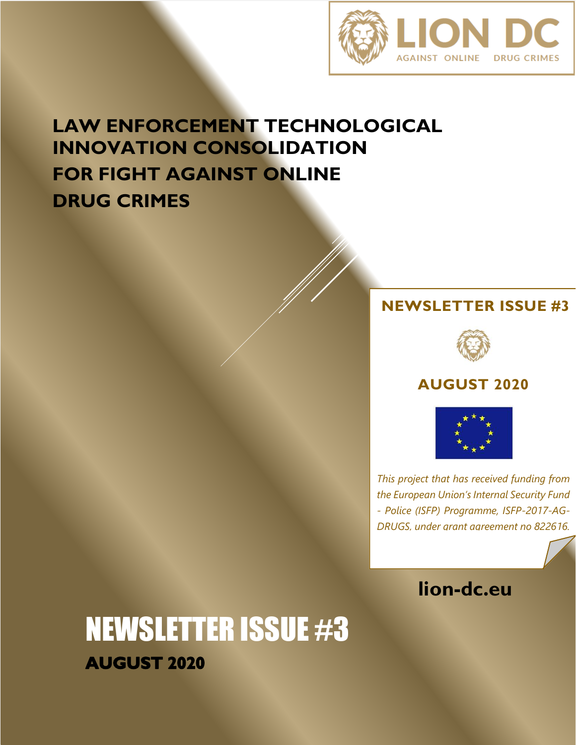LION DC

AGAINST ONLINE DRUG CRIMES

# LAW ENFORCEMENT TECHNOLOGICAL INNOVATION CONSOLIDATION FOR FIGHT AGAINST ONLINE DRUG CRIMES

**NEWSLETTER ISSUE #3**

**AUGUST 2020**

*This project that has received funding from the European Union's Internal Security Fund - Police (ISFP) Programme, ISFP-2017-AG-DRUGS, under grant agreement no 822616.*

**lion-dc.eu**

# NEWSLETTER ISSUE #3

**AUGUST 2020**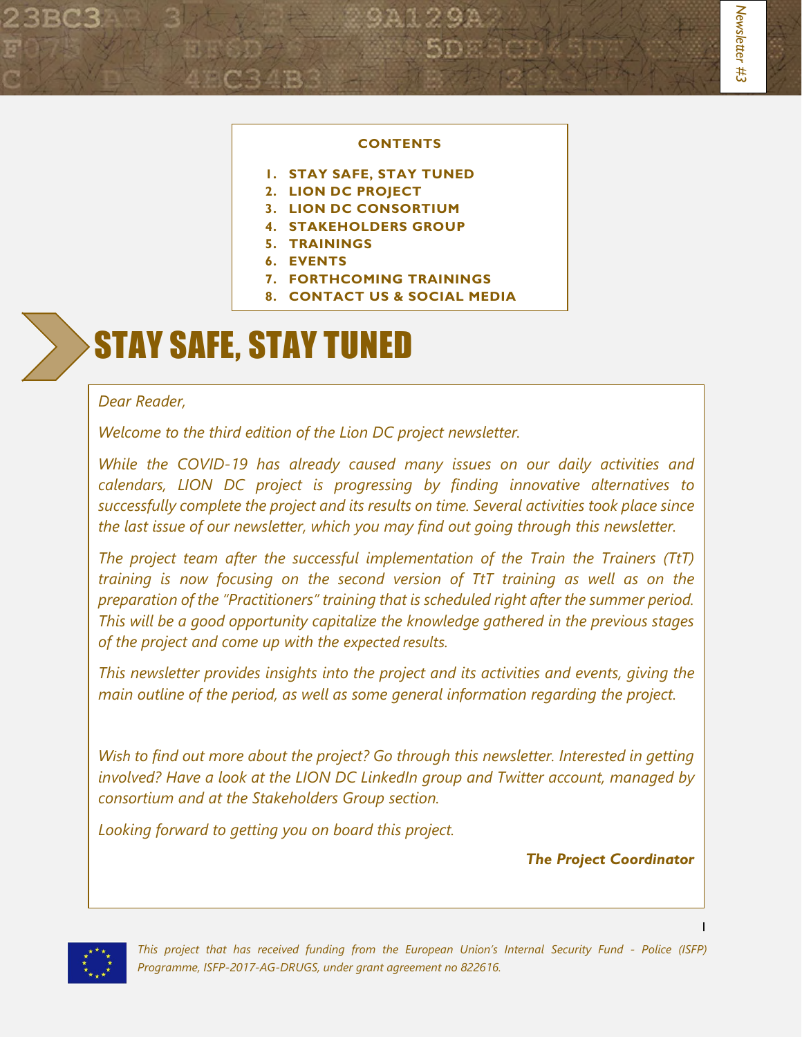**CONTENTS**

1. **STAY SAFE, STAY TUNED**
2. **LION DC PROJECT**
3. **LION DC CONSORTIUM**
4. **STAKEHOLDERS GROUP**
5. **TRAININGS**
6. **EVENTS**
7. **FORTHCOMING TRAININGS**
8. **CONTACT US & SOCIAL MEDIA**

# STAY SAFE, STAY TUNED

*Dear Reader,*

*Welcome to the third edition of the Lion DC project newsletter.*

*While the COVID-19 has already caused many issues on our daily activities and calendars, LION DC project is progressing by finding innovative alternatives to successfully complete the project and its results on time. Several activities took place since the last issue of our newsletter, which you may find out going through this newsletter.*

*The project team after the successful implementation of the Train the Trainers (TtT) training is now focusing on the second version of TtT training as well as on the preparation of the "Practitioners" training that is scheduled right after the summer period. This will be a good opportunity capitalize the knowledge gathered in the previous stages of the project and come up with the expected results.*

*This newsletter provides insights into the project and its activities and events, giving the main outline of the period, as well as some general information regarding the project.*

*Wish to find out more about the project? Go through this newsletter. Interested in getting involved? Have a look at the LION DC LinkedIn group and Twitter account, managed by consortium and at the Stakeholders Group section.*

*Looking forward to getting you on board this project.*

***The Project Coordinator***

*This project that has received funding from the European Union's Internal Security Fund - Police (ISFP) Programme, ISFP-2017-AG-DRUGS, under grant agreement no 822616.*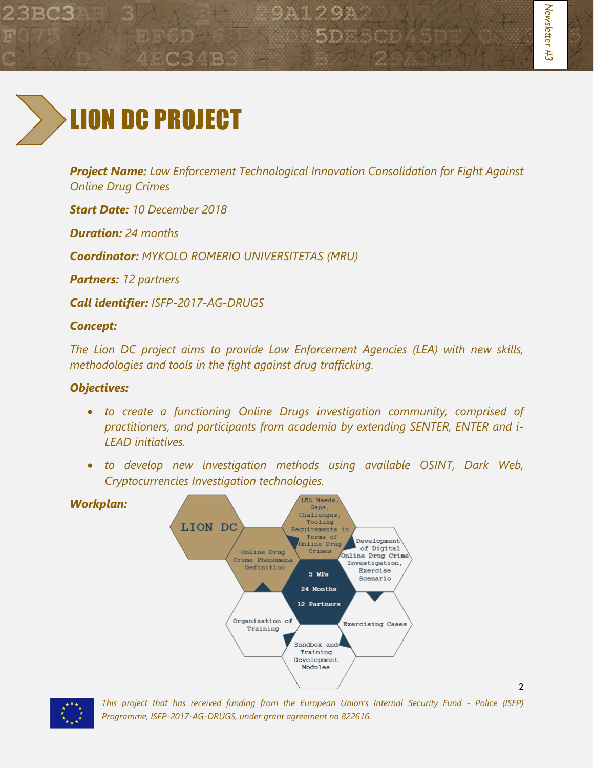# LION DC PROJECT

***Project Name:*** *Law Enforcement Technological Innovation Consolidation for Fight Against Online Drug Crimes*

***Start Date:*** *10 December 2018*

***Duration:*** *24 months*

***Coordinator:*** *MYKOLO ROMERIO UNIVERSITETAS (MRU)*

***Partners:*** *12 partners*

***Call identifier:*** *ISFP-2017-AG-DRUGS*

***Concept:***

*The Lion DC project aims to provide Law Enforcement Agencies (LEA) with new skills, methodologies and tools in the fight against drug trafficking.*

***Objectives:***

- *to create a functioning Online Drugs investigation community, comprised of practitioners, and participants from academia by extending SENTER, ENTER and i-LEAD initiatives.*
- *to develop new investigation methods using available OSINT, Dark Web, Cryptocurrencies Investigation technologies.*

***Workplan:***

LION DC

Online Drug Crime Phenomena Definition

LEA Needs, Gaps, Challenges, Tooling Requirements in Terms of Online Drug Crimes

Development of Digital Online Drug Crime Investigation, Exercise Scenario

5 WPs

24 Months

12 Partners

Organization of Training

Exercising Cases

Sandbox and Training Development Modules

*This project that has received funding from the European Union's Internal Security Fund - Police (ISFP) Programme, ISFP-2017-AG-DRUGS, under grant agreement no 822616.*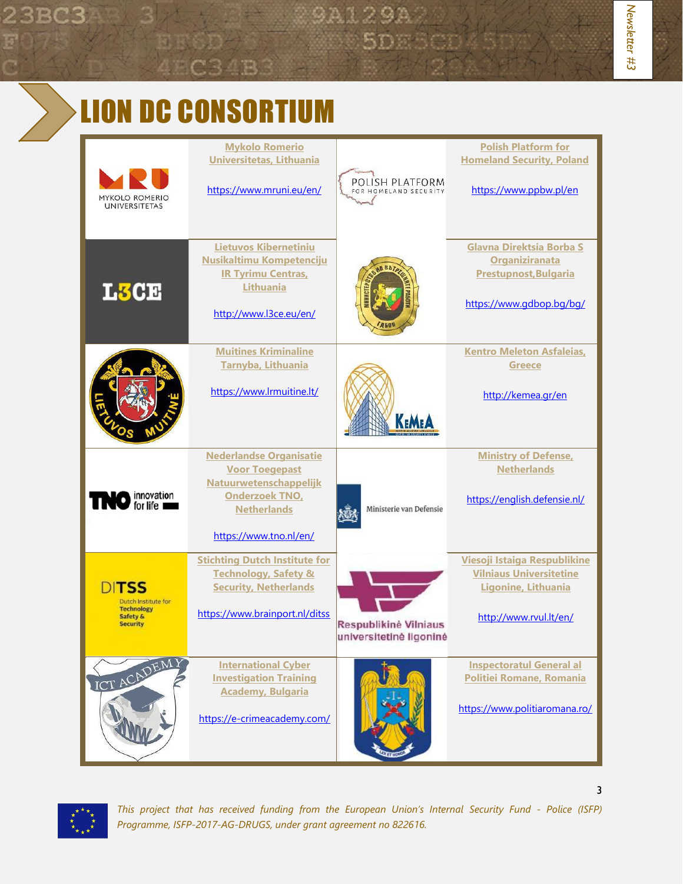# LION DC CONSORTIUM

| | | | |
|---|---|---|---|
| MYKOLO ROMERIO UNIVERSITETAS | **Mykolo Romerio Universitetas, Lithuania**<br><br>https://www.mruni.eu/en/ | POLISH PLATFORM FOR HOMELAND SECURITY | **Polish Platform for Homeland Security, Poland**<br><br>https://www.ppbw.pl/en |
| L3CE | **Lietuvos Kibernetiniu Nusikaltimu Kompetenciju IR Tyrimu Centras, Lithuania**<br><br>http://www.l3ce.eu/en/ | | **Glavna Direktsia Borba S Organiziranata Prestupnost, Bulgaria**<br><br>https://www.gdbop.bg/bg/ |
| | **Muitines Kriminaline Tarnyba, Lithuania**<br><br>https://www.lrmuitine.lt/ | KEMEA | **Kentro Meleton Asfaleias, Greece**<br><br>http://kemea.gr/en |
| TNO innovation for life | **Nederlandse Organisatie Voor Toegepast Natuurwetenschappelijk Onderzoek TNO, Netherlands**<br><br>https://www.tno.nl/en/ | Ministerie van Defensie | **Ministry of Defense, Netherlands**<br><br>https://english.defensie.nl/ |
| DITSS Dutch Institute for Technology Safety & Security | **Stichting Dutch Institute for Technology, Safety & Security, Netherlands**<br><br>https://www.brainport.nl/ditss | Respublikinė Vilniaus universitetinė ligoninė | **Viesoji Istaiga Respublikine Vilniaus Universitetine Ligonine, Lithuania**<br><br>http://www.rvul.lt/en/ |
| ICT ACADEMY | **International Cyber Investigation Training Academy, Bulgaria**<br><br>https://e-crimeacademy.com/ | | **Inspectoratul General al Politiei Romane, Romania**<br><br>https://www.politiaromana.ro/ |

*This project that has received funding from the European Union's Internal Security Fund - Police (ISFP) Programme, ISFP-2017-AG-DRUGS, under grant agreement no 822616.*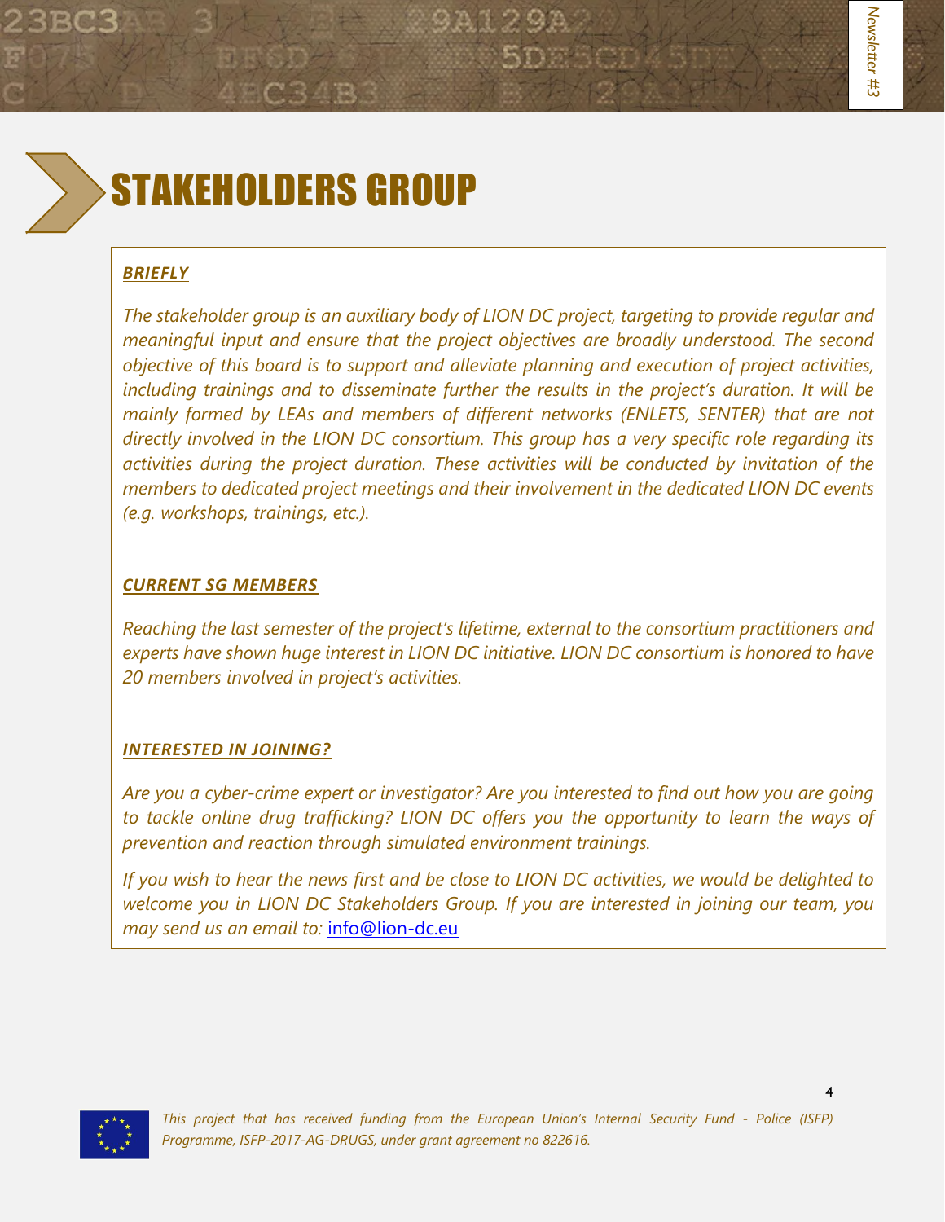# STAKEHOLDERS GROUP

***BRIEFLY***

*The stakeholder group is an auxiliary body of LION DC project, targeting to provide regular and meaningful input and ensure that the project objectives are broadly understood. The second objective of this board is to support and alleviate planning and execution of project activities, including trainings and to disseminate further the results in the project's duration. It will be mainly formed by LEAs and members of different networks (ENLETS, SENTER) that are not directly involved in the LION DC consortium. This group has a very specific role regarding its activities during the project duration. These activities will be conducted by invitation of the members to dedicated project meetings and their involvement in the dedicated LION DC events (e.g. workshops, trainings, etc.).*

***CURRENT SG MEMBERS***

*Reaching the last semester of the project's lifetime, external to the consortium practitioners and experts have shown huge interest in LION DC initiative. LION DC consortium is honored to have 20 members involved in project's activities.*

***INTERESTED IN JOINING?***

*Are you a cyber-crime expert or investigator? Are you interested to find out how you are going to tackle online drug trafficking? LION DC offers you the opportunity to learn the ways of prevention and reaction through simulated environment trainings.*

*If you wish to hear the news first and be close to LION DC activities, we would be delighted to welcome you in LION DC Stakeholders Group. If you are interested in joining our team, you may send us an email to:* info@lion-dc.eu

*This project that has received funding from the European Union's Internal Security Fund - Police (ISFP) Programme, ISFP-2017-AG-DRUGS, under grant agreement no 822616.*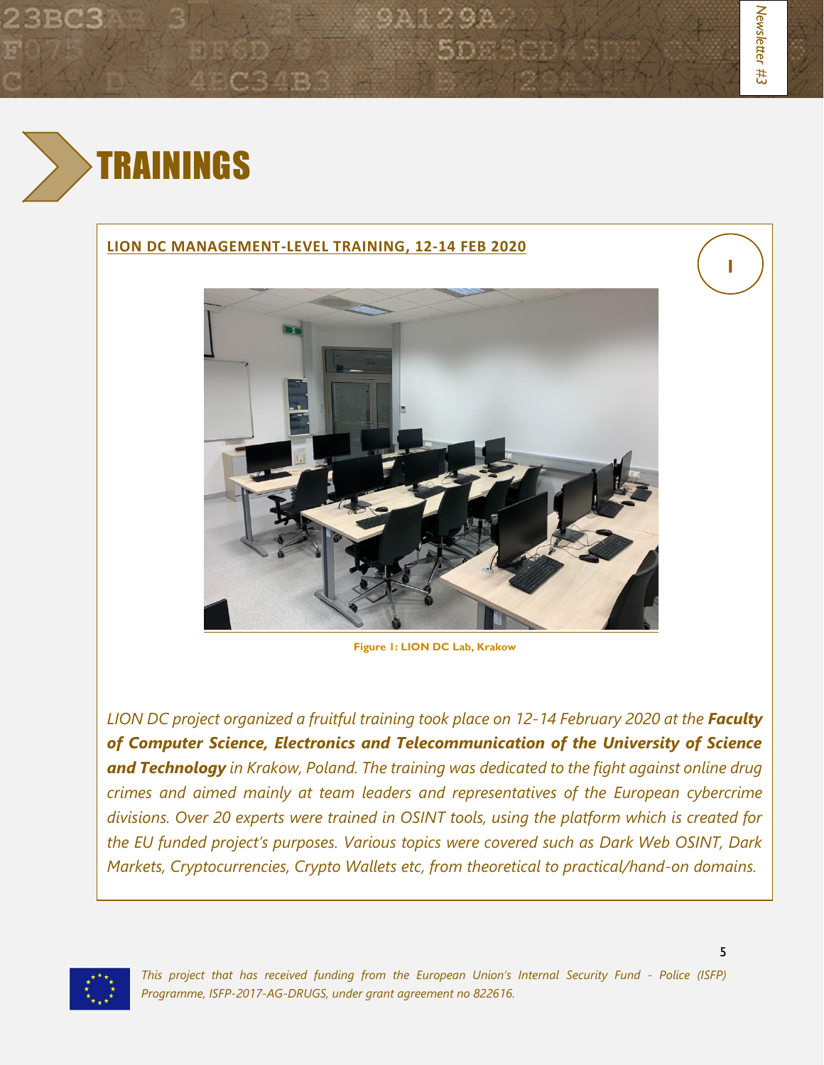# TRAININGS

## LION DC MANAGEMENT-LEVEL TRAINING, 12-14 FEB 2020

1

**Figure 1: LION DC Lab, Krakow**

*LION DC project organized a fruitful training took place on 12-14 February 2020 at the* ***Faculty of Computer Science, Electronics and Telecommunication of the University of Science and Technology*** *in Krakow, Poland. The training was dedicated to the fight against online drug crimes and aimed mainly at team leaders and representatives of the European cybercrime divisions. Over 20 experts were trained in OSINT tools, using the platform which is created for the EU funded project's purposes. Various topics were covered such as Dark Web OSINT, Dark Markets, Cryptocurrencies, Crypto Wallets etc, from theoretical to practical/hand-on domains.*

*This project that has received funding from the European Union's Internal Security Fund - Police (ISFP) Programme, ISFP-2017-AG-DRUGS, under grant agreement no 822616.*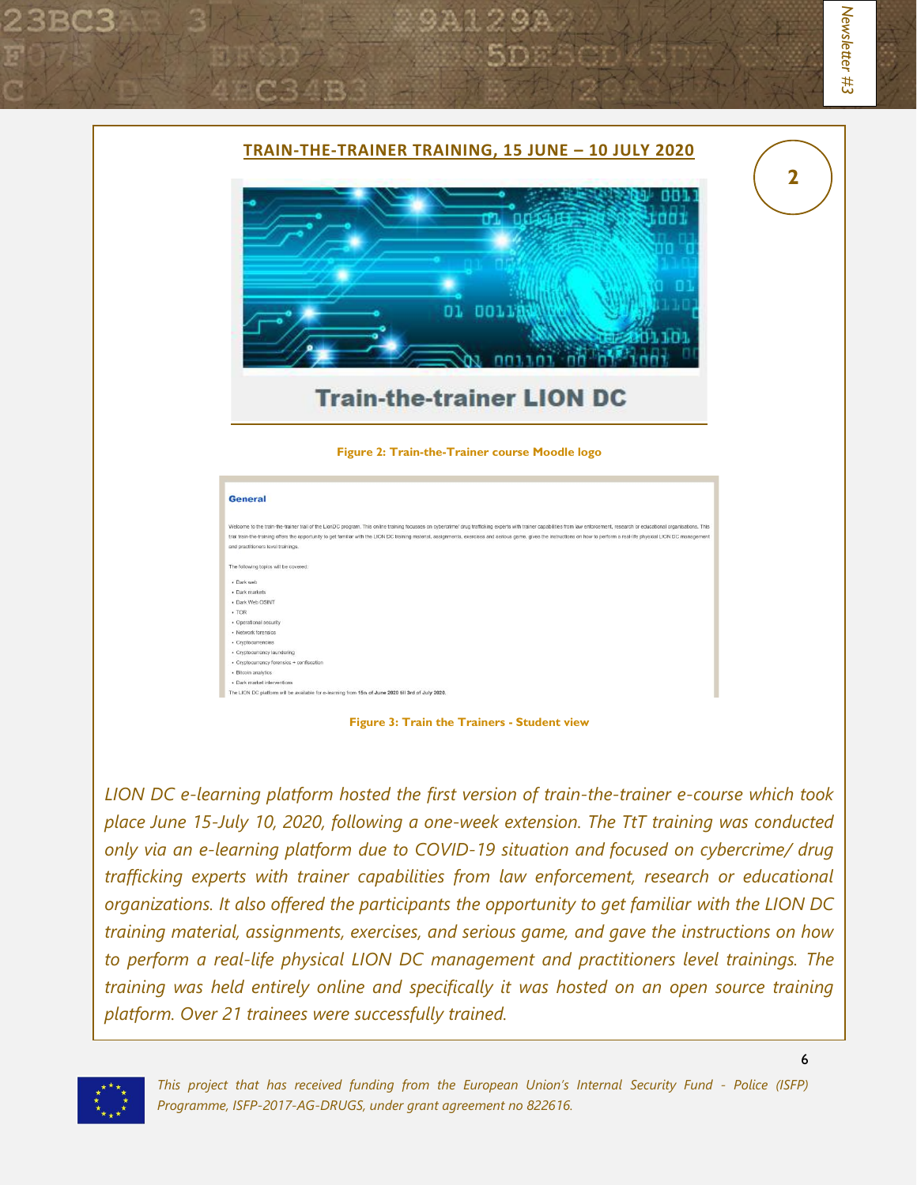## TRAIN-THE-TRAINER TRAINING, 15 JUNE – 10 JULY 2020

**Figure 2: Train-the-Trainer course Moodle logo**

**Figure 3: Train the Trainers - Student view**

*LION DC e-learning platform hosted the first version of train-the-trainer e-course which took place June 15-July 10, 2020, following a one-week extension. The TtT training was conducted only via an e-learning platform due to COVID-19 situation and focused on cybercrime/ drug trafficking experts with trainer capabilities from law enforcement, research or educational organizations. It also offered the participants the opportunity to get familiar with the LION DC training material, assignments, exercises, and serious game, and gave the instructions on how to perform a real-life physical LION DC management and practitioners level trainings. The training was held entirely online and specifically it was hosted on an open source training platform. Over 21 trainees were successfully trained.*

*This project that has received funding from the European Union's Internal Security Fund - Police (ISFP) Programme, ISFP-2017-AG-DRUGS, under grant agreement no 822616.*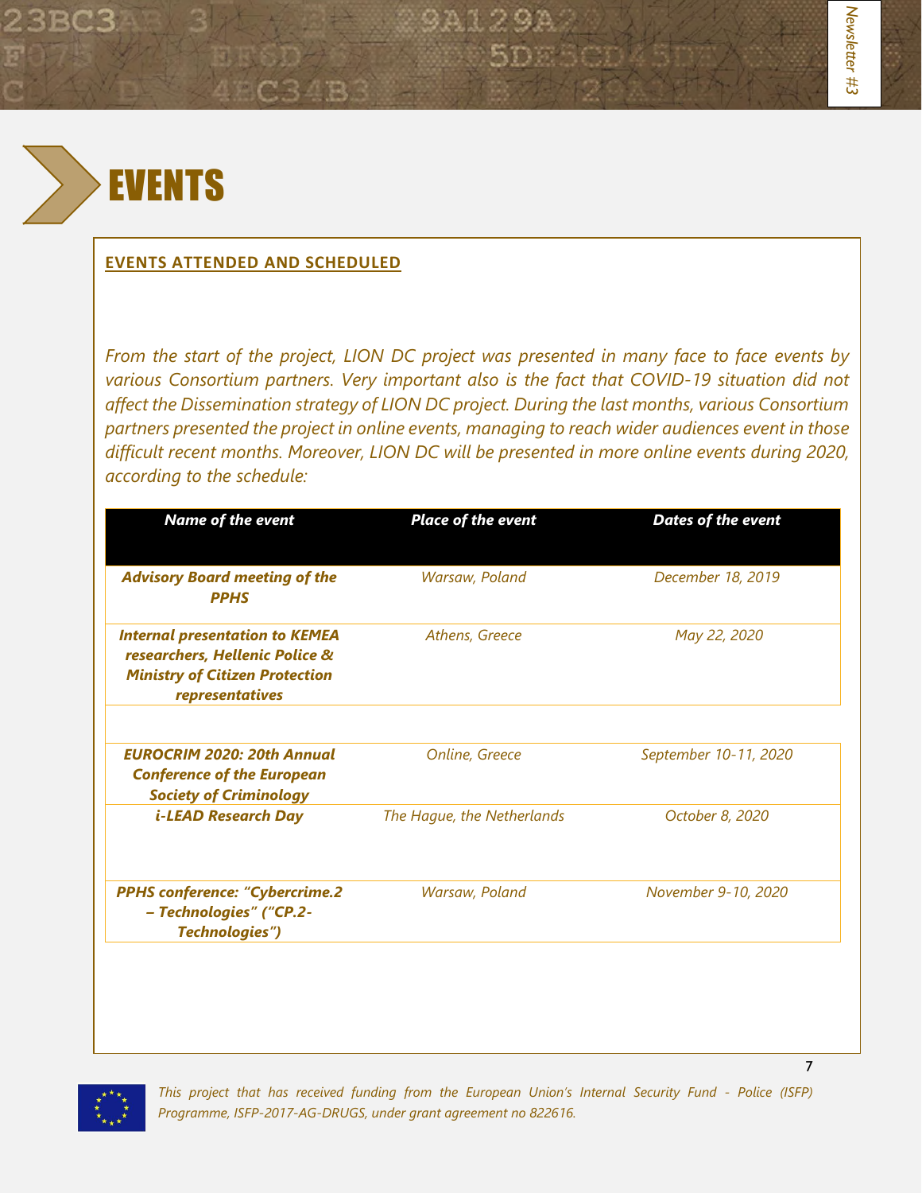# EVENTS

## EVENTS ATTENDED AND SCHEDULED

*From the start of the project, LION DC project was presented in many face to face events by various Consortium partners. Very important also is the fact that COVID-19 situation did not affect the Dissemination strategy of LION DC project. During the last months, various Consortium partners presented the project in online events, managing to reach wider audiences event in those difficult recent months. Moreover, LION DC will be presented in more online events during 2020, according to the schedule:*

| ***Name of the event*** | ***Place of the event*** | ***Dates of the event*** |
|---|---|---|
| ***Advisory Board meeting of the PPHS*** | *Warsaw, Poland* | *December 18, 2019* |
| ***Internal presentation to KEMEA researchers, Hellenic Police & Ministry of Citizen Protection representatives*** | *Athens, Greece* | *May 22, 2020* |
| ***EUROCRIM 2020: 20th Annual Conference of the European Society of Criminology*** | *Online, Greece* | *September 10-11, 2020* |
| ***i-LEAD Research Day*** | *The Hague, the Netherlands* | *October 8, 2020* |
| ***PPHS conference: "Cybercrime.2 – Technologies" ("CP.2-Technologies")*** | *Warsaw, Poland* | *November 9-10, 2020* |

*This project that has received funding from the European Union's Internal Security Fund - Police (ISFP) Programme, ISFP-2017-AG-DRUGS, under grant agreement no 822616.*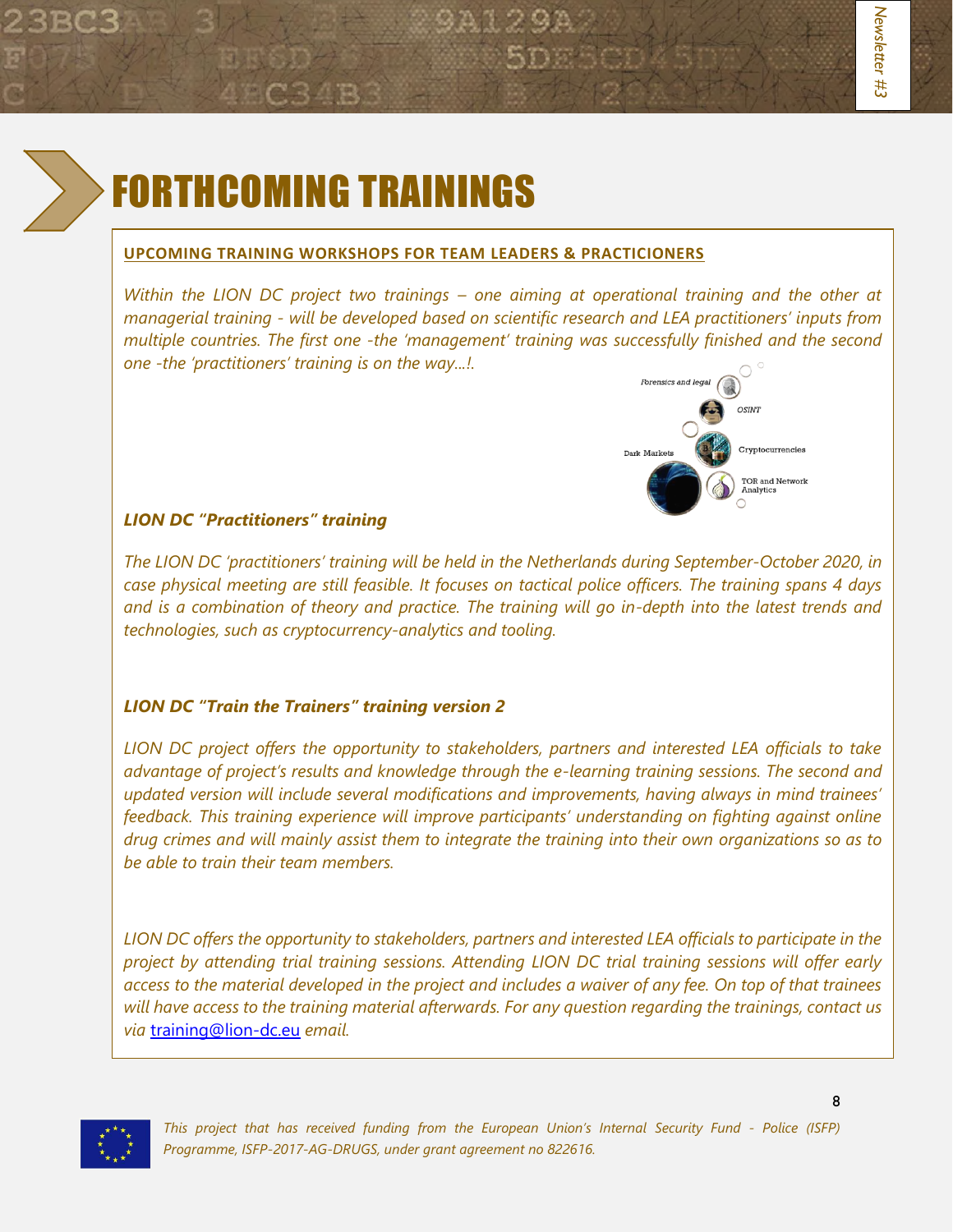# FORTHCOMING TRAININGS

**UPCOMING TRAINING WORKSHOPS FOR TEAM LEADERS & PRACTICIONERS**

*Within the LION DC project two trainings – one aiming at operational training and the other at managerial training - will be developed based on scientific research and LEA practitioners' inputs from multiple countries. The first one -the 'management' training was successfully finished and the second one -the 'practitioners' training is on the way…!.*

Forensics and legal

OSINT

Dark Markets

Cryptocurrencies

TOR and Network Analytics

### *LION DC "Practitioners" training*

*The LION DC 'practitioners' training will be held in the Netherlands during September-October 2020, in case physical meeting are still feasible. It focuses on tactical police officers. The training spans 4 days and is a combination of theory and practice. The training will go in-depth into the latest trends and technologies, such as cryptocurrency-analytics and tooling.*

### *LION DC "Train the Trainers" training version 2*

*LION DC project offers the opportunity to stakeholders, partners and interested LEA officials to take advantage of project's results and knowledge through the e-learning training sessions. The second and updated version will include several modifications and improvements, having always in mind trainees' feedback. This training experience will improve participants' understanding on fighting against online drug crimes and will mainly assist them to integrate the training into their own organizations so as to be able to train their team members.*

*LION DC offers the opportunity to stakeholders, partners and interested LEA officials to participate in the project by attending trial training sessions. Attending LION DC trial training sessions will offer early access to the material developed in the project and includes a waiver of any fee. On top of that trainees will have access to the training material afterwards. For any question regarding the trainings, contact us via [training@lion-dc.eu](mailto:training@lion-dc.eu) email.*

*This project that has received funding from the European Union's Internal Security Fund - Police (ISFP) Programme, ISFP-2017-AG-DRUGS, under grant agreement no 822616.*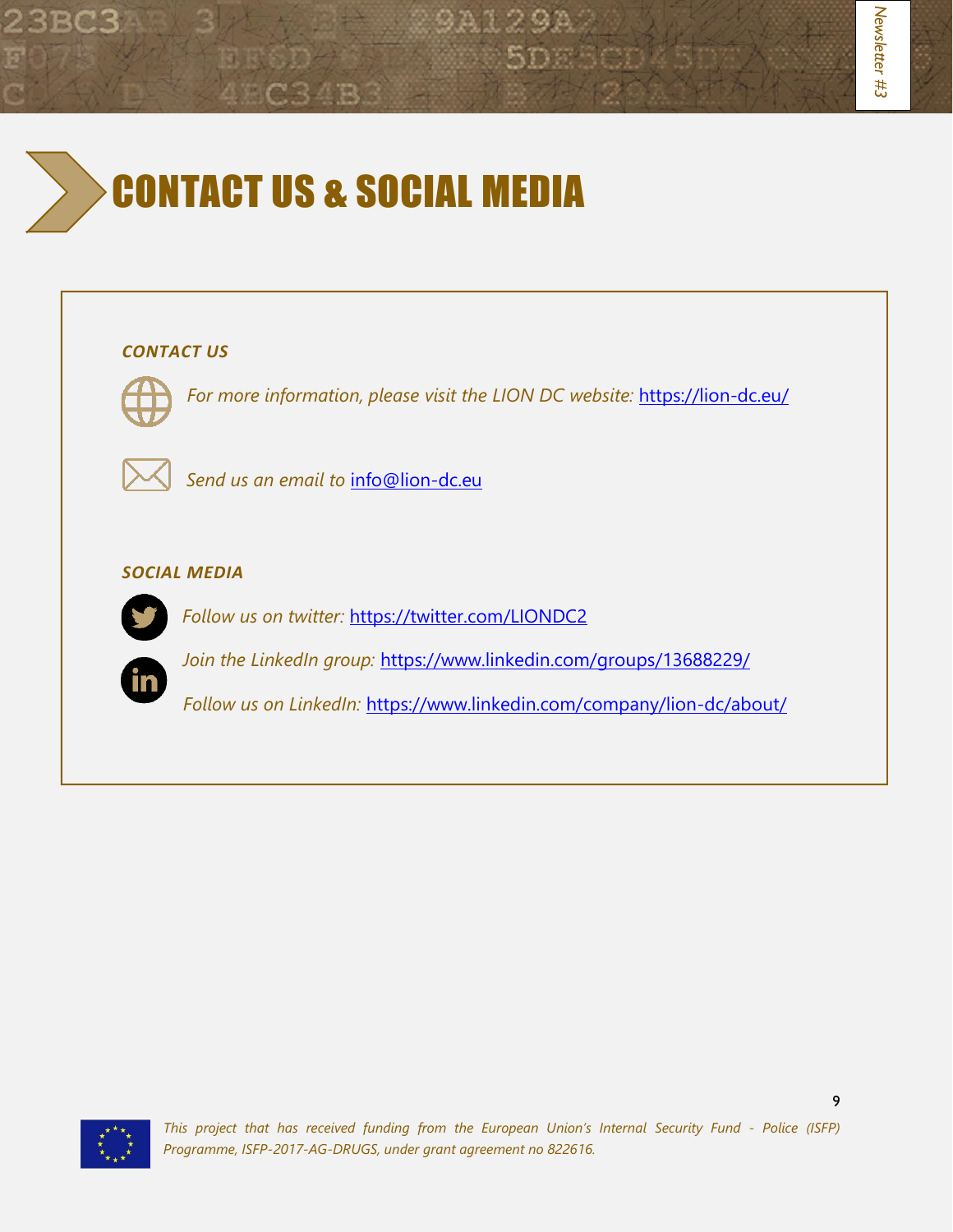# CONTACT US & SOCIAL MEDIA

***CONTACT US***

*For more information, please visit the LION DC website:* https://lion-dc.eu/

*Send us an email to* info@lion-dc.eu

***SOCIAL MEDIA***

*Follow us on twitter:* https://twitter.com/LIONDC2

*Join the LinkedIn group:* https://www.linkedin.com/groups/13688229/

*Follow us on LinkedIn:* https://www.linkedin.com/company/lion-dc/about/

*This project that has received funding from the European Union's Internal Security Fund - Police (ISFP) Programme, ISFP-2017-AG-DRUGS, under grant agreement no 822616.*